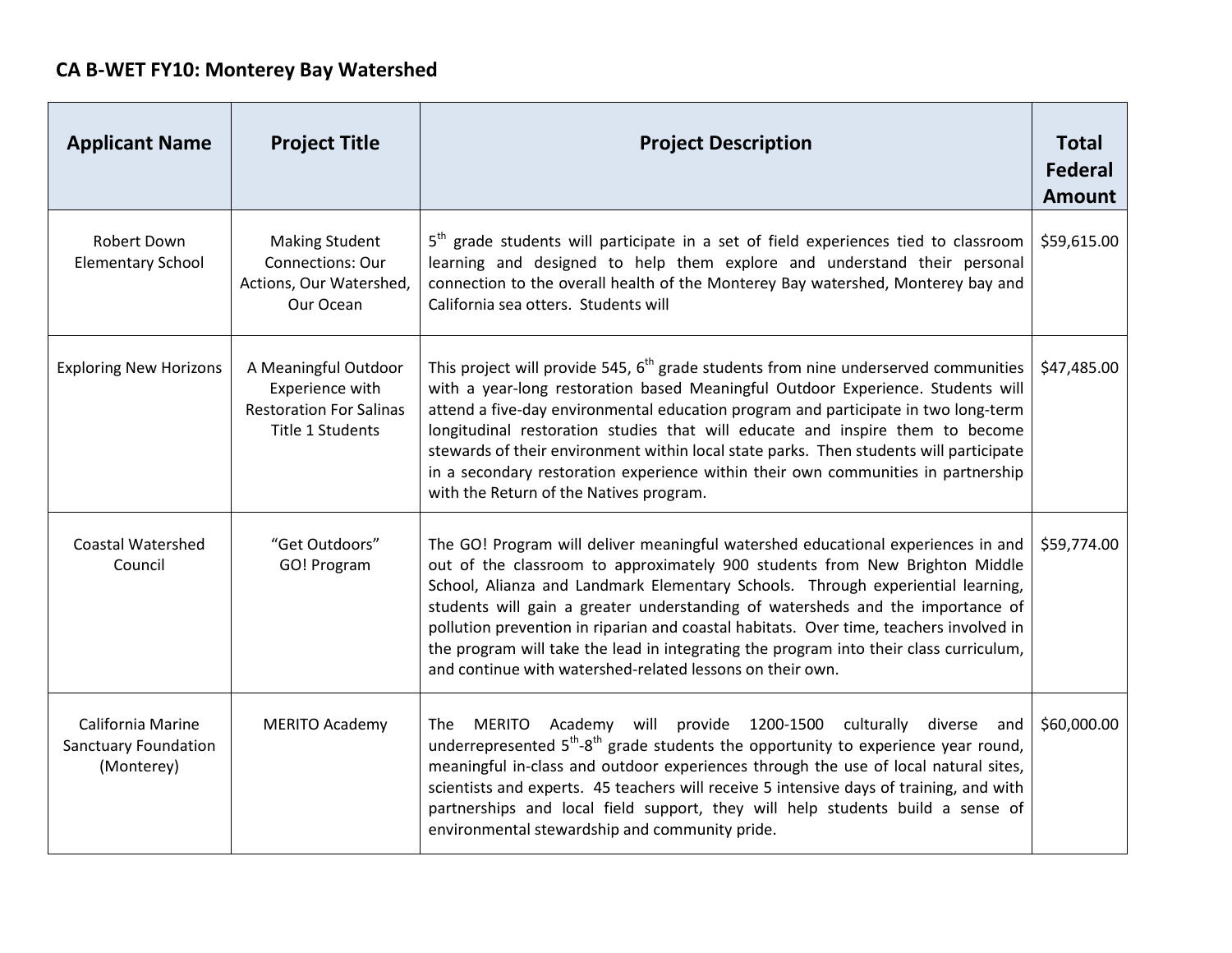# CA B-WET FY10: Monterey Bay Watershed

| Applicant Name | Project Title | Project Description | Total Federal Amount |
|---|---|---|---|
| Robert Down Elementary School | Making Student Connections: Our Actions, Our Watershed, Our Ocean | 5th grade students will participate in a set of field experiences tied to classroom learning and designed to help them explore and understand their personal connection to the overall health of the Monterey Bay watershed, Monterey bay and California sea otters. Students will | $59,615.00 |
| Exploring New Horizons | A Meaningful Outdoor Experience with Restoration For Salinas Title 1 Students | This project will provide 545, 6th grade students from nine underserved communities with a year-long restoration based Meaningful Outdoor Experience. Students will attend a five-day environmental education program and participate in two long-term longitudinal restoration studies that will educate and inspire them to become stewards of their environment within local state parks. Then students will participate in a secondary restoration experience within their own communities in partnership with the Return of the Natives program. | $47,485.00 |
| Coastal Watershed Council | "Get Outdoors" GO! Program | The GO! Program will deliver meaningful watershed educational experiences in and out of the classroom to approximately 900 students from New Brighton Middle School, Alianza and Landmark Elementary Schools. Through experiential learning, students will gain a greater understanding of watersheds and the importance of pollution prevention in riparian and coastal habitats. Over time, teachers involved in the program will take the lead in integrating the program into their class curriculum, and continue with watershed-related lessons on their own. | $59,774.00 |
| California Marine Sanctuary Foundation (Monterey) | MERITO Academy | The MERITO Academy will provide 1200-1500 culturally diverse and underrepresented 5th-8th grade students the opportunity to experience year round, meaningful in-class and outdoor experiences through the use of local natural sites, scientists and experts. 45 teachers will receive 5 intensive days of training, and with partnerships and local field support, they will help students build a sense of environmental stewardship and community pride. | $60,000.00 |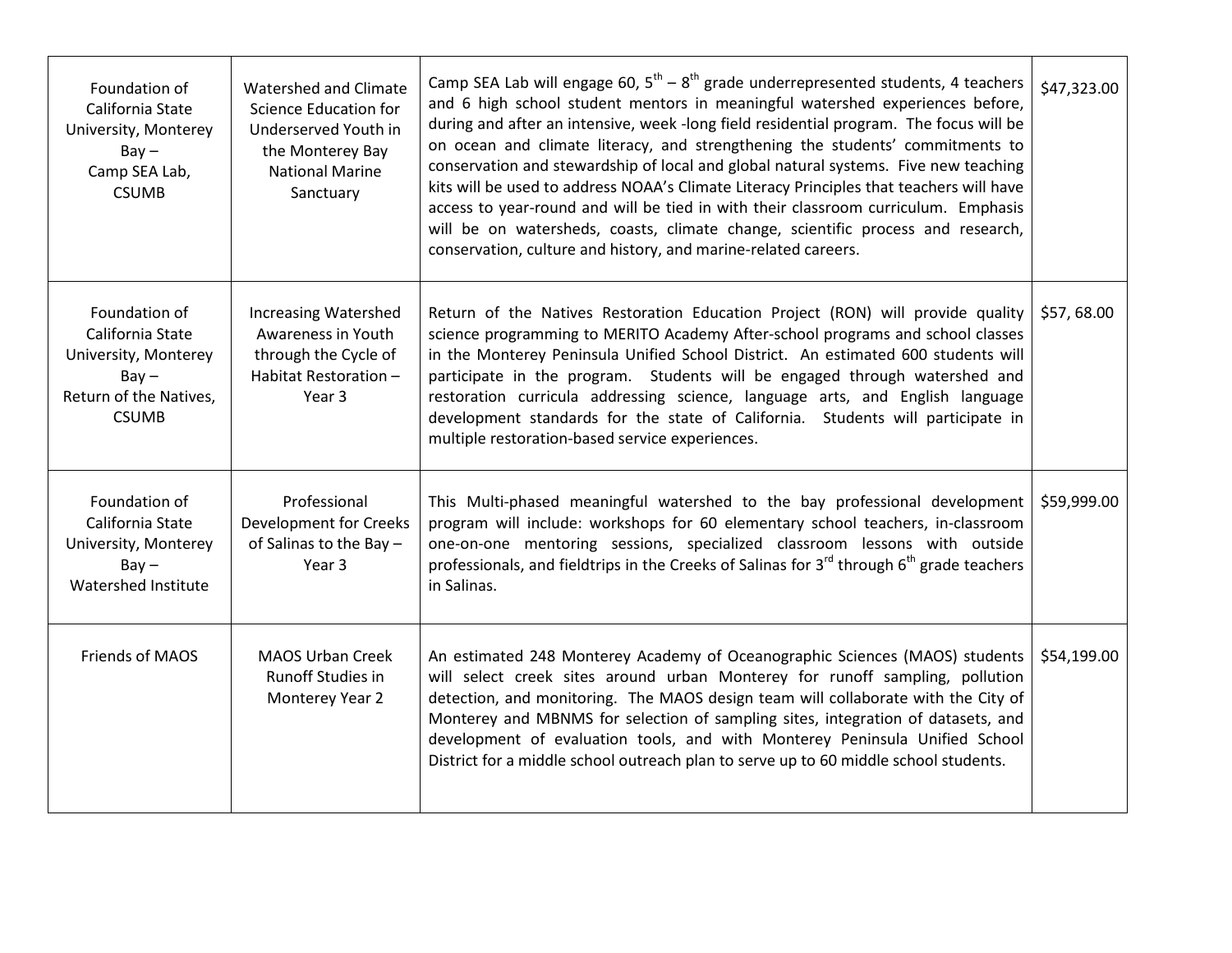| | | | |
|---|---|---|---|
| Foundation of California State University, Monterey Bay – Camp SEA Lab, CSUMB | Watershed and Climate Science Education for Underserved Youth in the Monterey Bay National Marine Sanctuary | Camp SEA Lab will engage 60, 5th – 8th grade underrepresented students, 4 teachers and 6 high school student mentors in meaningful watershed experiences before, during and after an intensive, week -long field residential program. The focus will be on ocean and climate literacy, and strengthening the students' commitments to conservation and stewardship of local and global natural systems. Five new teaching kits will be used to address NOAA's Climate Literacy Principles that teachers will have access to year-round and will be tied in with their classroom curriculum. Emphasis will be on watersheds, coasts, climate change, scientific process and research, conservation, culture and history, and marine-related careers. | $47,323.00 |
| Foundation of California State University, Monterey Bay – Return of the Natives, CSUMB | Increasing Watershed Awareness in Youth through the Cycle of Habitat Restoration – Year 3 | Return of the Natives Restoration Education Project (RON) will provide quality science programming to MERITO Academy After-school programs and school classes in the Monterey Peninsula Unified School District. An estimated 600 students will participate in the program. Students will be engaged through watershed and restoration curricula addressing science, language arts, and English language development standards for the state of California. Students will participate in multiple restoration-based service experiences. | $57, 68.00 |
| Foundation of California State University, Monterey Bay – Watershed Institute | Professional Development for Creeks of Salinas to the Bay – Year 3 | This Multi-phased meaningful watershed to the bay professional development program will include: workshops for 60 elementary school teachers, in-classroom one-on-one mentoring sessions, specialized classroom lessons with outside professionals, and fieldtrips in the Creeks of Salinas for 3rd through 6th grade teachers in Salinas. | $59,999.00 |
| Friends of MAOS | MAOS Urban Creek Runoff Studies in Monterey Year 2 | An estimated 248 Monterey Academy of Oceanographic Sciences (MAOS) students will select creek sites around urban Monterey for runoff sampling, pollution detection, and monitoring. The MAOS design team will collaborate with the City of Monterey and MBNMS for selection of sampling sites, integration of datasets, and development of evaluation tools, and with Monterey Peninsula Unified School District for a middle school outreach plan to serve up to 60 middle school students. | $54,199.00 |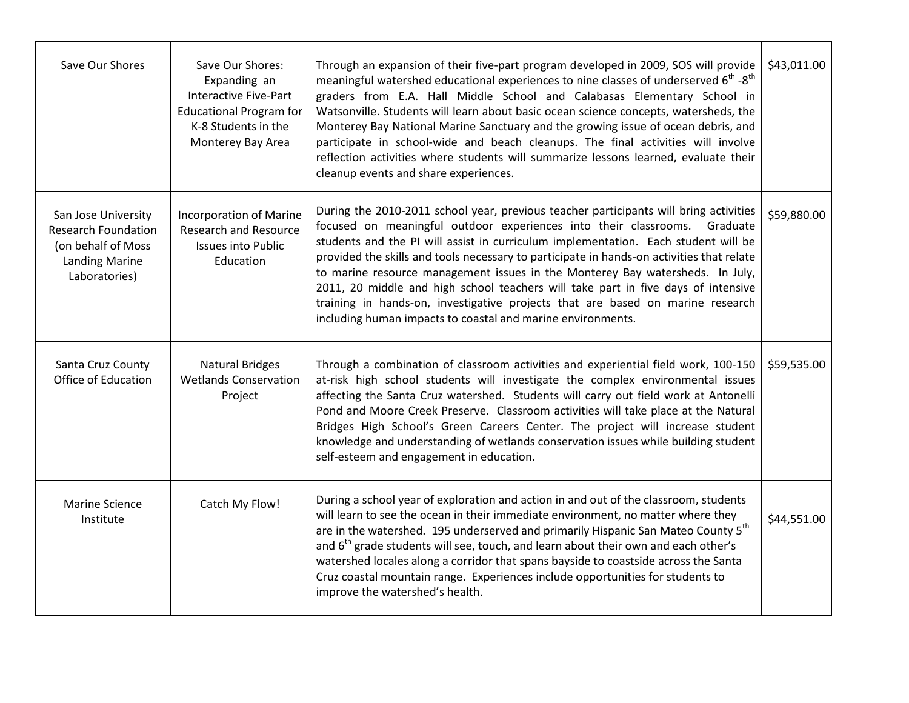| | | | |
|---|---|---|---|
| Save Our Shores | Save Our Shores: Expanding an Interactive Five-Part Educational Program for K-8 Students in the Monterey Bay Area | Through an expansion of their five-part program developed in 2009, SOS will provide meaningful watershed educational experiences to nine classes of underserved 6th -8th graders from E.A. Hall Middle School and Calabasas Elementary School in Watsonville. Students will learn about basic ocean science concepts, watersheds, the Monterey Bay National Marine Sanctuary and the growing issue of ocean debris, and participate in school-wide and beach cleanups. The final activities will involve reflection activities where students will summarize lessons learned, evaluate their cleanup events and share experiences. | $43,011.00 |
| San Jose University Research Foundation (on behalf of Moss Landing Marine Laboratories) | Incorporation of Marine Research and Resource Issues into Public Education | During the 2010-2011 school year, previous teacher participants will bring activities focused on meaningful outdoor experiences into their classrooms. Graduate students and the PI will assist in curriculum implementation. Each student will be provided the skills and tools necessary to participate in hands-on activities that relate to marine resource management issues in the Monterey Bay watersheds. In July, 2011, 20 middle and high school teachers will take part in five days of intensive training in hands-on, investigative projects that are based on marine research including human impacts to coastal and marine environments. | $59,880.00 |
| Santa Cruz County Office of Education | Natural Bridges Wetlands Conservation Project | Through a combination of classroom activities and experiential field work, 100-150 at-risk high school students will investigate the complex environmental issues affecting the Santa Cruz watershed. Students will carry out field work at Antonelli Pond and Moore Creek Preserve. Classroom activities will take place at the Natural Bridges High School's Green Careers Center. The project will increase student knowledge and understanding of wetlands conservation issues while building student self-esteem and engagement in education. | $59,535.00 |
| Marine Science Institute | Catch My Flow! | During a school year of exploration and action in and out of the classroom, students will learn to see the ocean in their immediate environment, no matter where they are in the watershed. 195 underserved and primarily Hispanic San Mateo County 5th and 6th grade students will see, touch, and learn about their own and each other's watershed locales along a corridor that spans bayside to coastside across the Santa Cruz coastal mountain range. Experiences include opportunities for students to improve the watershed's health. | $44,551.00 |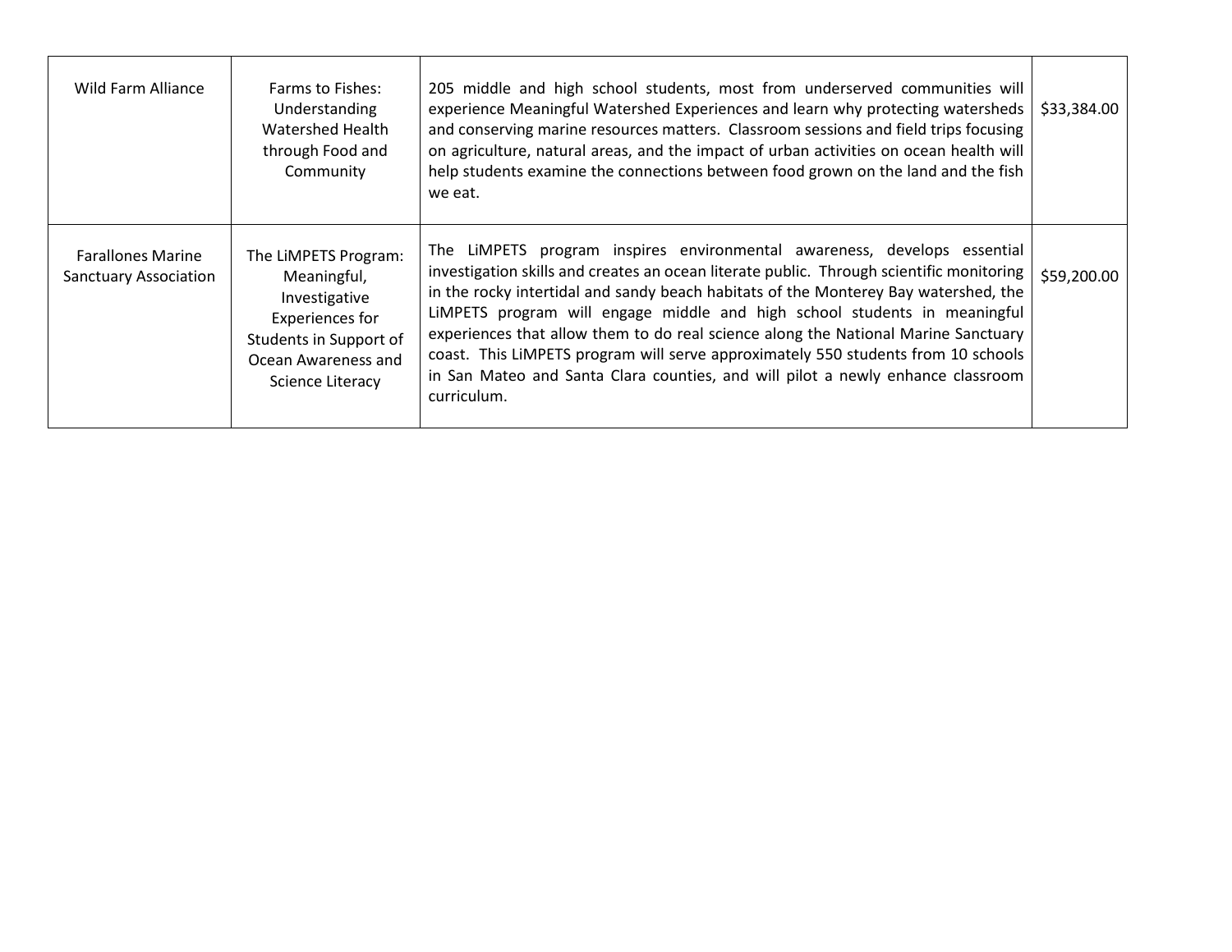| | | | |
|---|---|---|---|
| Wild Farm Alliance | Farms to Fishes: Understanding Watershed Health through Food and Community | 205 middle and high school students, most from underserved communities will experience Meaningful Watershed Experiences and learn why protecting watersheds and conserving marine resources matters. Classroom sessions and field trips focusing on agriculture, natural areas, and the impact of urban activities on ocean health will help students examine the connections between food grown on the land and the fish we eat. | $33,384.00 |
| Farallones Marine Sanctuary Association | The LiMPETS Program: Meaningful, Investigative Experiences for Students in Support of Ocean Awareness and Science Literacy | The LiMPETS program inspires environmental awareness, develops essential investigation skills and creates an ocean literate public. Through scientific monitoring in the rocky intertidal and sandy beach habitats of the Monterey Bay watershed, the LiMPETS program will engage middle and high school students in meaningful experiences that allow them to do real science along the National Marine Sanctuary coast. This LiMPETS program will serve approximately 550 students from 10 schools in San Mateo and Santa Clara counties, and will pilot a newly enhance classroom curriculum. | $59,200.00 |